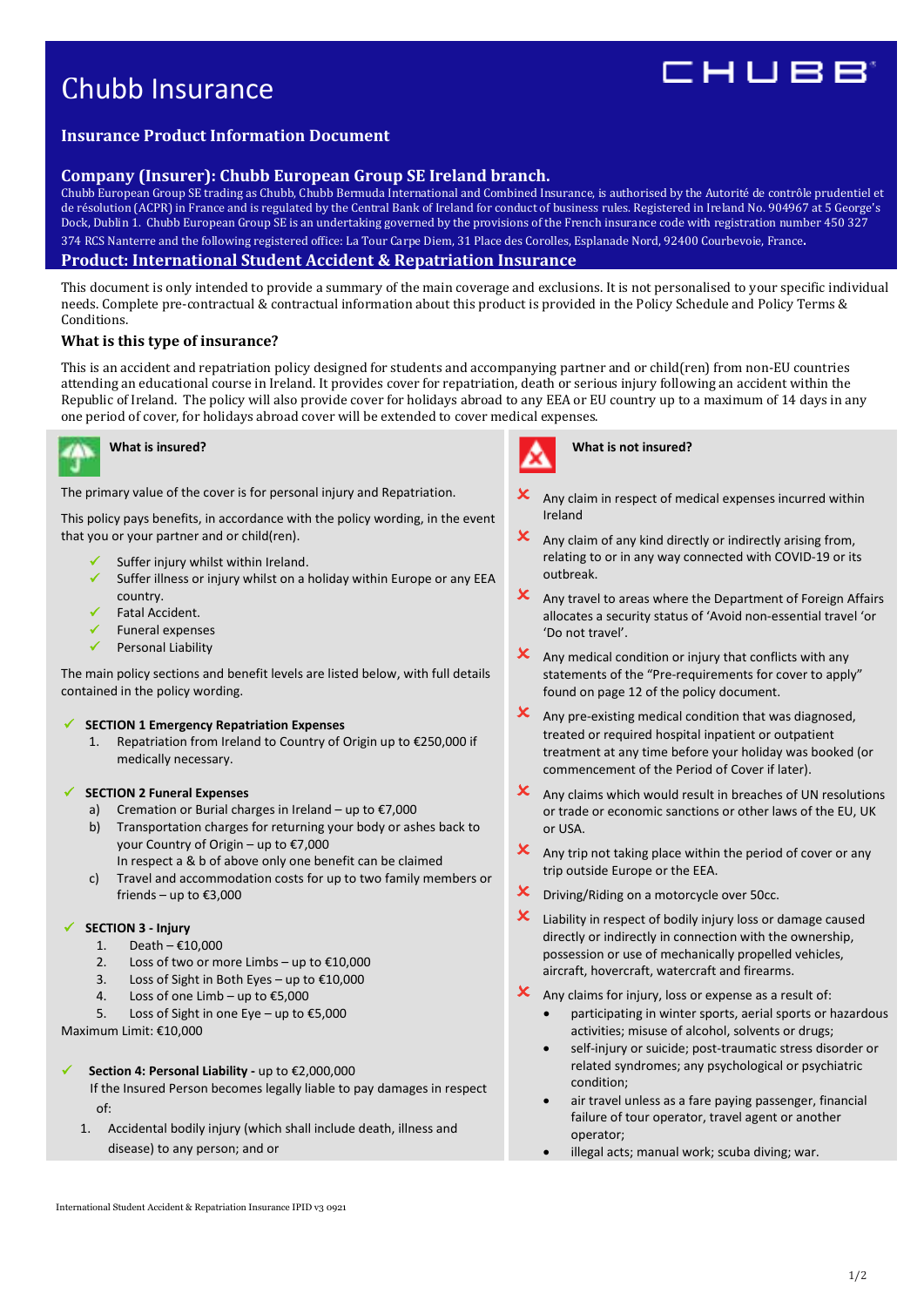# Chubb Insurance

CHUBB

## Insurance Product Information Document

## Company (Insurer): Chubb European Group SE Ireland branch.

Chubb European Group SE trading as Chubb, Chubb Bermuda International and Combined Insurance, is authorised by the Autorité de contrôle prudentiel et de résolution (ACPR) in France and is regulated by the Central Bank of Ireland for conduct of business rules. Registered in Ireland No. 904967 at 5 George's Dock, Dublin 1. Chubb European Group SE is an undertaking governed by the provisions of the French insurance code with registration number 450 327 374 RCS Nanterre and the following registered office: La Tour Carpe Diem, 31 Place des Corolles, Esplanade Nord, 92400 Courbevoie, France.

## Product: International Student Accident & Repatriation Insurance

This document is only intended to provide a summary of the main coverage and exclusions. It is not personalised to your specific individual needs. Complete pre-contractual & contractual information about this product is provided in the Policy Schedule and Policy Terms & Conditions.

### What is this type of insurance?

This is an accident and repatriation policy designed for students and accompanying partner and or child(ren) from non-EU countries attending an educational course in Ireland. It provides cover for repatriation, death or serious injury following an accident within the Republic of Ireland. The policy will also provide cover for holidays abroad to any EEA or EU country up to a maximum of 14 days in any one period of cover, for holidays abroad cover will be extended to cover medical expenses.

### What is insured?

The primary value of the cover is for personal injury and Repatriation.

This policy pays benefits, in accordance with the policy wording, in the event that you or your partner and or child(ren).

- ✓ Suffer injury whilst within Ireland.
- ✓ Suffer illness or injury whilst on a holiday within Europe or any EEA country.
- ✓ Fatal Accident.
- ✓ Funeral expenses
- ✓ Personal Liability

The main policy sections and benefit levels are listed below, with full details contained in the policy wording.

✓ **SECTION 1 Emergency Repatriation Expenses**

1. Repatriation from Ireland to Country of Origin up to €250,000 if medically necessary.

✓ **SECTION 2 Funeral Expenses**

a) Cremation or Burial charges in Ireland – up to €7,000
b) Transportation charges for returning your body or ashes back to your Country of Origin – up to €7,000
   In respect a & b of above only one benefit can be claimed
c) Travel and accommodation costs for up to two family members or friends – up to €3,000

✓ **SECTION 3 - Injury**

1. Death – €10,000
2. Loss of two or more Limbs – up to €10,000
3. Loss of Sight in Both Eyes – up to €10,000
4. Loss of one Limb – up to €5,000
5. Loss of Sight in one Eye – up to €5,000

Maximum Limit: €10,000

✓ **Section 4: Personal Liability -** up to €2,000,000

If the Insured Person becomes legally liable to pay damages in respect of:

1. Accidental bodily injury (which shall include death, illness and disease) to any person; and or

### What is not insured?

- ✗ Any claim in respect of medical expenses incurred within Ireland
- ✗ Any claim of any kind directly or indirectly arising from, relating to or in any way connected with COVID-19 or its outbreak.
- ✗ Any travel to areas where the Department of Foreign Affairs allocates a security status of 'Avoid non-essential travel 'or 'Do not travel'.
- ✗ Any medical condition or injury that conflicts with any statements of the "Pre-requirements for cover to apply" found on page 12 of the policy document.
- ✗ Any pre-existing medical condition that was diagnosed, treated or required hospital inpatient or outpatient treatment at any time before your holiday was booked (or commencement of the Period of Cover if later).
- ✗ Any claims which would result in breaches of UN resolutions or trade or economic sanctions or other laws of the EU, UK or USA.
- ✗ Any trip not taking place within the period of cover or any trip outside Europe or the EEA.
- ✗ Driving/Riding on a motorcycle over 50cc.
- ✗ Liability in respect of bodily injury loss or damage caused directly or indirectly in connection with the ownership, possession or use of mechanically propelled vehicles, aircraft, hovercraft, watercraft and firearms.
- ✗ Any claims for injury, loss or expense as a result of:
  - participating in winter sports, aerial sports or hazardous activities; misuse of alcohol, solvents or drugs;
  - self-injury or suicide; post-traumatic stress disorder or related syndromes; any psychological or psychiatric condition;
  - air travel unless as a fare paying passenger, financial failure of tour operator, travel agent or another operator;
  - illegal acts; manual work; scuba diving; war.

International Student Accident & Repatriation Insurance IPID v3 0921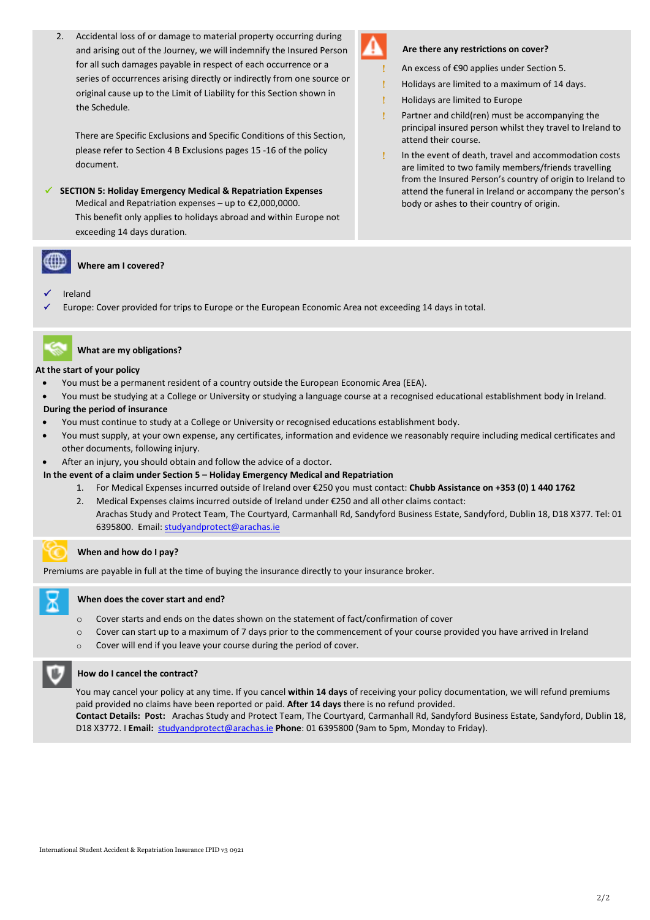2. Accidental loss of or damage to material property occurring during and arising out of the Journey, we will indemnify the Insured Person for all such damages payable in respect of each occurrence or a series of occurrences arising directly or indirectly from one source or original cause up to the Limit of Liability for this Section shown in the Schedule.

   There are Specific Exclusions and Specific Conditions of this Section, please refer to Section 4 B Exclusions pages 15 -16 of the policy document.

✓ **SECTION 5: Holiday Emergency Medical & Repatriation Expenses**
Medical and Repatriation expenses – up to €2,000,0000.
This benefit only applies to holidays abroad and within Europe not exceeding 14 days duration.

### Are there any restrictions on cover?

- ! An excess of €90 applies under Section 5.
- ! Holidays are limited to a maximum of 14 days.
- ! Holidays are limited to Europe
- ! Partner and child(ren) must be accompanying the principal insured person whilst they travel to Ireland to attend their course.
- ! In the event of death, travel and accommodation costs are limited to two family members/friends travelling from the Insured Person's country of origin to Ireland to attend the funeral in Ireland or accompany the person's body or ashes to their country of origin.

### Where am I covered?

- ✓ Ireland
- ✓ Europe: Cover provided for trips to Europe or the European Economic Area not exceeding 14 days in total.

### What are my obligations?

**At the start of your policy**

- You must be a permanent resident of a country outside the European Economic Area (EEA).
- You must be studying at a College or University or studying a language course at a recognised educational establishment body in Ireland.

**During the period of insurance**

- You must continue to study at a College or University or recognised educations establishment body.
- You must supply, at your own expense, any certificates, information and evidence we reasonably require including medical certificates and other documents, following injury.
- After an injury, you should obtain and follow the advice of a doctor.

**In the event of a claim under Section 5 – Holiday Emergency Medical and Repatriation**

1. For Medical Expenses incurred outside of Ireland over €250 you must contact: **Chubb Assistance on +353 (0) 1 440 1762**
2. Medical Expenses claims incurred outside of Ireland under €250 and all other claims contact:
   Arachas Study and Protect Team, The Courtyard, Carmanhall Rd, Sandyford Business Estate, Sandyford, Dublin 18, D18 X377. Tel: 01 6395800. Email: studyandprotect@arachas.ie

### When and how do I pay?

Premiums are payable in full at the time of buying the insurance directly to your insurance broker.

### When does the cover start and end?

- Cover starts and ends on the dates shown on the statement of fact/confirmation of cover
- Cover can start up to a maximum of 7 days prior to the commencement of your course provided you have arrived in Ireland
- Cover will end if you leave your course during the period of cover.

### How do I cancel the contract?

You may cancel your policy at any time. If you cancel **within 14 days** of receiving your policy documentation, we will refund premiums paid provided no claims have been reported or paid. **After 14 days** there is no refund provided.
**Contact Details: Post:** Arachas Study and Protect Team, The Courtyard, Carmanhall Rd, Sandyford Business Estate, Sandyford, Dublin 18, D18 X3772. I **Email:** studyandprotect@arachas.ie **Phone**: 01 6395800 (9am to 5pm, Monday to Friday).

International Student Accident & Repatriation Insurance IPID v3 0921